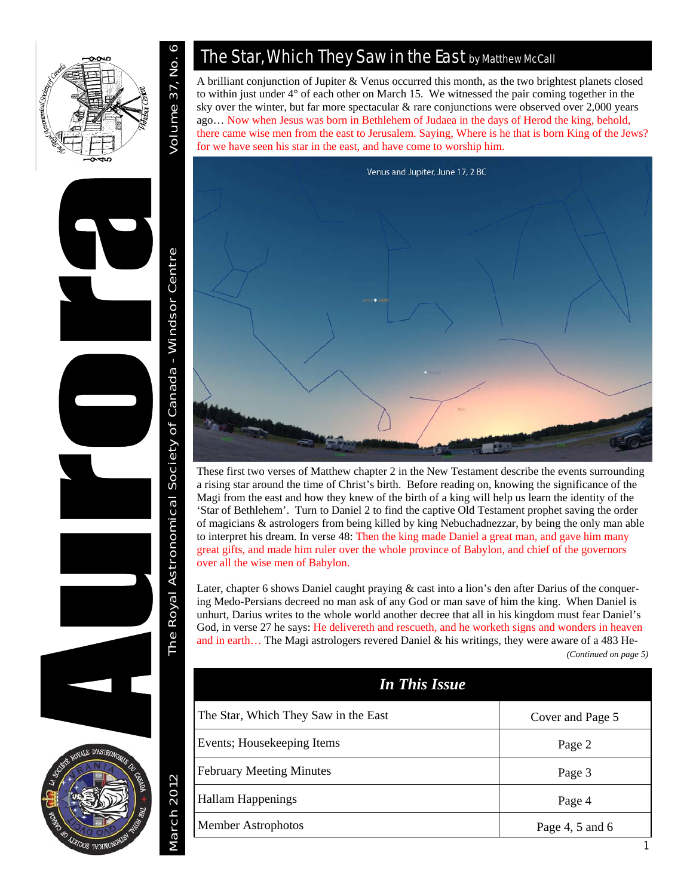# Aurora

The Royal Astronomical Society of Canada - Windsor Centre

Volume 37, No. 6

March 2012

## The Star, Which They Saw in the East by Matthew McCall

A brilliant conjunction of Jupiter & Venus occurred this month, as the two brightest planets closed to within just under 4° of each other on March 15. We witnessed the pair coming together in the sky over the winter, but far more spectacular & rare conjunctions were observed over 2,000 years ago… Now when Jesus was born in Bethlehem of Judaea in the days of Herod the king, behold, there came wise men from the east to Jerusalem. Saying, Where is he that is born King of the Jews? for we have seen his star in the east, and have come to worship him.

Venus and Jupiter, June 17, 2 BC

These first two verses of Matthew chapter 2 in the New Testament describe the events surrounding a rising star around the time of Christ's birth. Before reading on, knowing the significance of the Magi from the east and how they knew of the birth of a king will help us learn the identity of the 'Star of Bethlehem'. Turn to Daniel 2 to find the captive Old Testament prophet saving the order of magicians & astrologers from being killed by king Nebuchadnezzar, by being the only man able to interpret his dream. In verse 48: Then the king made Daniel a great man, and gave him many great gifts, and made him ruler over the whole province of Babylon, and chief of the governors over all the wise men of Babylon.

Later, chapter 6 shows Daniel caught praying & cast into a lion's den after Darius of the conquering Medo-Persians decreed no man ask of any God or man save of him the king. When Daniel is unhurt, Darius writes to the whole world another decree that all in his kingdom must fear Daniel's God, in verse 27 he says: He delivereth and rescueth, and he worketh signs and wonders in heaven and in earth… The Magi astrologers revered Daniel & his writings, they were aware of a 483 He-

*(Continued on page 5)*

| *In This Issue* | |
|---|---|
| The Star, Which They Saw in the East | Cover and Page 5 |
| Events; Housekeeping Items | Page 2 |
| February Meeting Minutes | Page 3 |
| Hallam Happenings | Page 4 |
| Member Astrophotos | Page 4, 5 and 6 |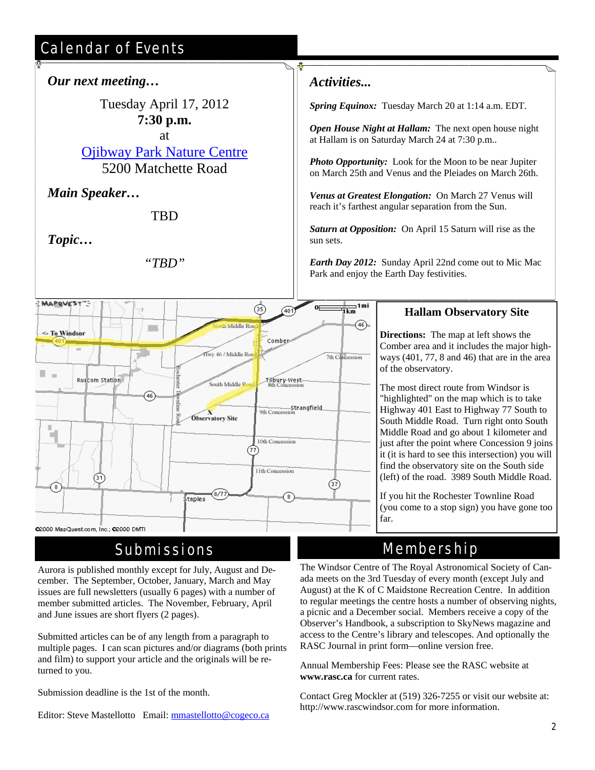# Calendar of Events

## *Our next meeting…*

Tuesday April 17, 2012
**7:30 p.m.**
at
Ojibway Park Nature Centre
5200 Matchette Road

### *Main Speaker…*

TBD

### *Topic…*

*"TBD"*

## *Activities...*

***Spring Equinox:*** Tuesday March 20 at 1:14 a.m. EDT.

***Open House Night at Hallam:*** The next open house night at Hallam is on Saturday March 24 at 7:30 p.m..

***Photo Opportunity:*** Look for the Moon to be near Jupiter on March 25th and Venus and the Pleiades on March 26th.

***Venus at Greatest Elongation:*** On March 27 Venus will reach it's farthest angular separation from the Sun.

***Saturn at Opposition:*** On April 15 Saturn will rise as the sun sets.

***Earth Day 2012:*** Sunday April 22nd come out to Mic Mac Park and enjoy the Earth Day festivities.

## Hallam Observatory Site

**Directions:** The map at left shows the Comber area and it includes the major highways (401, 77, 8 and 46) that are in the area of the observatory.

The most direct route from Windsor is "highlighted" on the map which is to take Highway 401 East to Highway 77 South to South Middle Road. Turn right onto South Middle Road and go about 1 kilometer and just after the point where Concession 9 joins it (it is hard to see this intersection) you will find the observatory site on the South side (left) of the road. 3989 South Middle Road.

If you hit the Rochester Townline Road (you come to a stop sign) you have gone too far.

# Submissions

Aurora is published monthly except for July, August and December. The September, October, January, March and May issues are full newsletters (usually 6 pages) with a number of member submitted articles. The November, February, April and June issues are short flyers (2 pages).

Submitted articles can be of any length from a paragraph to multiple pages. I can scan pictures and/or diagrams (both prints and film) to support your article and the originals will be returned to you.

Submission deadline is the 1st of the month.

Editor: Steve Mastellotto Email: mmastellotto@cogeco.ca

# Membership

The Windsor Centre of The Royal Astronomical Society of Canada meets on the 3rd Tuesday of every month (except July and August) at the K of C Maidstone Recreation Centre. In addition to regular meetings the centre hosts a number of observing nights, a picnic and a December social. Members receive a copy of the Observer's Handbook, a subscription to SkyNews magazine and access to the Centre's library and telescopes. And optionally the RASC Journal in print form—online version free.

Annual Membership Fees: Please see the RASC website at **www.rasc.ca** for current rates.

Contact Greg Mockler at (519) 326-7255 or visit our website at: http://www.rascwindsor.com for more information.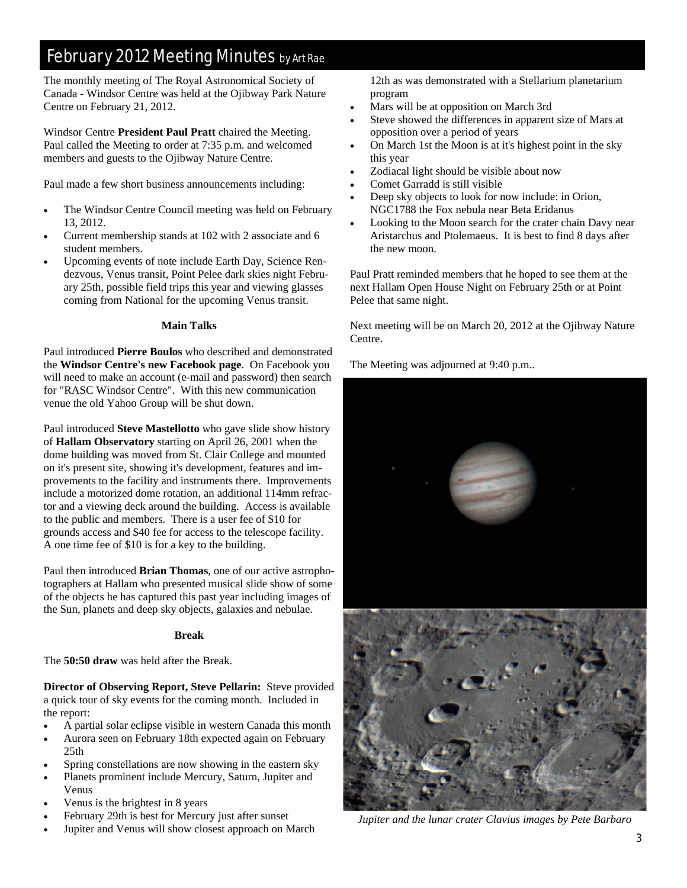# February 2012 Meeting Minutes by Art Rae

The monthly meeting of The Royal Astronomical Society of Canada - Windsor Centre was held at the Ojibway Park Nature Centre on February 21, 2012.

Windsor Centre **President Paul Pratt** chaired the Meeting. Paul called the Meeting to order at 7:35 p.m. and welcomed members and guests to the Ojibway Nature Centre.

Paul made a few short business announcements including:

- The Windsor Centre Council meeting was held on February 13, 2012.
- Current membership stands at 102 with 2 associate and 6 student members.
- Upcoming events of note include Earth Day, Science Rendezvous, Venus transit, Point Pelee dark skies night February 25th, possible field trips this year and viewing glasses coming from National for the upcoming Venus transit.

**Main Talks**

Paul introduced **Pierre Boulos** who described and demonstrated the **Windsor Centre's new Facebook page**. On Facebook you will need to make an account (e-mail and password) then search for "RASC Windsor Centre". With this new communication venue the old Yahoo Group will be shut down.

Paul introduced **Steve Mastellotto** who gave slide show history of **Hallam Observatory** starting on April 26, 2001 when the dome building was moved from St. Clair College and mounted on it's present site, showing it's development, features and improvements to the facility and instruments there. Improvements include a motorized dome rotation, an additional 114mm refractor and a viewing deck around the building. Access is available to the public and members. There is a user fee of $10 for grounds access and $40 fee for access to the telescope facility. A one time fee of $10 is for a key to the building.

Paul then introduced **Brian Thomas**, one of our active astrophotographers at Hallam who presented musical slide show of some of the objects he has captured this past year including images of the Sun, planets and deep sky objects, galaxies and nebulae.

**Break**

The **50:50 draw** was held after the Break.

**Director of Observing Report, Steve Pellarin:** Steve provided a quick tour of sky events for the coming month. Included in the report:

- A partial solar eclipse visible in western Canada this month
- Aurora seen on February 18th expected again on February 25th
- Spring constellations are now showing in the eastern sky
- Planets prominent include Mercury, Saturn, Jupiter and Venus
- Venus is the brightest in 8 years
- February 29th is best for Mercury just after sunset
- Jupiter and Venus will show closest approach on March 12th as was demonstrated with a Stellarium planetarium program
- Mars will be at opposition on March 3rd
- Steve showed the differences in apparent size of Mars at opposition over a period of years
- On March 1st the Moon is at it's highest point in the sky this year
- Zodiacal light should be visible about now
- Comet Garradd is still visible
- Deep sky objects to look for now include: in Orion, NGC1788 the Fox nebula near Beta Eridanus
- Looking to the Moon search for the crater chain Davy near Aristarchus and Ptolemaeus. It is best to find 8 days after the new moon.

Paul Pratt reminded members that he hoped to see them at the next Hallam Open House Night on February 25th or at Point Pelee that same night.

Next meeting will be on March 20, 2012 at the Ojibway Nature Centre.

The Meeting was adjourned at 9:40 p.m..

*Jupiter and the lunar crater Clavius images by Pete Barbaro*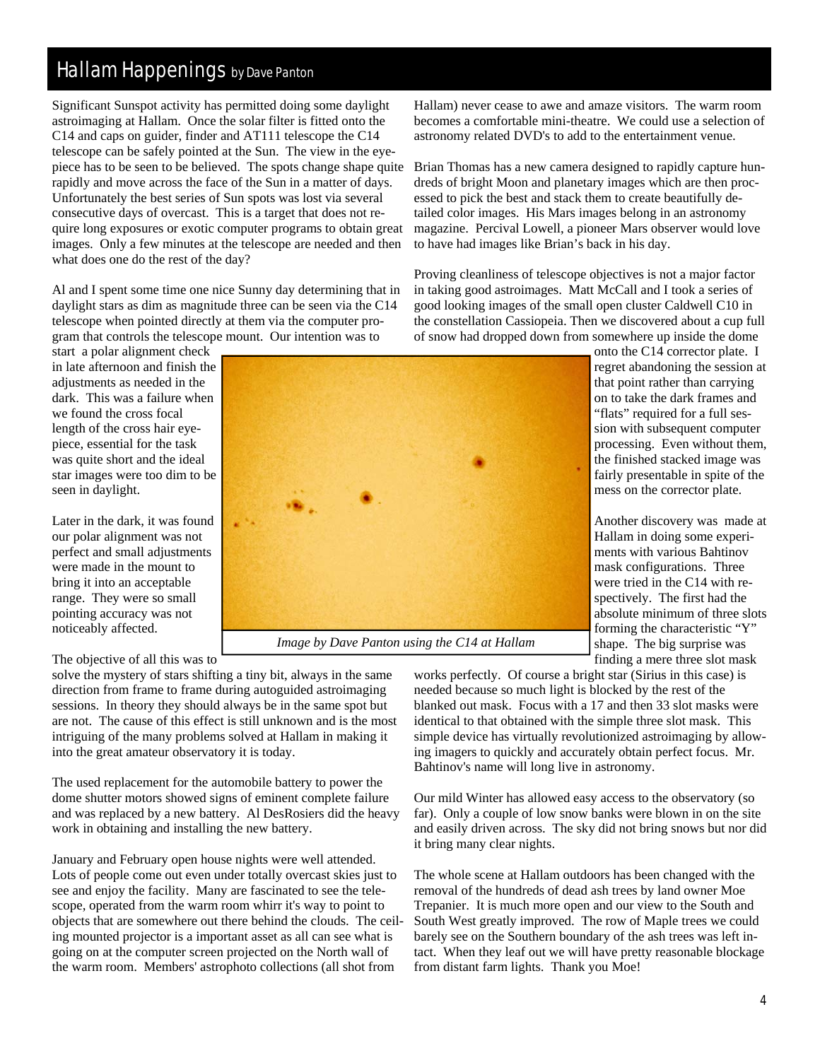# Hallam Happenings *by Dave Panton*

Significant Sunspot activity has permitted doing some daylight astroimaging at Hallam. Once the solar filter is fitted onto the C14 and caps on guider, finder and AT111 telescope the C14 telescope can be safely pointed at the Sun. The view in the eyepiece has to be seen to be believed. The spots change shape quite rapidly and move across the face of the Sun in a matter of days. Unfortunately the best series of Sun spots was lost via several consecutive days of overcast. This is a target that does not require long exposures or exotic computer programs to obtain great images. Only a few minutes at the telescope are needed and then what does one do the rest of the day?

Al and I spent some time one nice Sunny day determining that in daylight stars as dim as magnitude three can be seen via the C14 telescope when pointed directly at them via the computer program that controls the telescope mount. Our intention was to start a polar alignment check in late afternoon and finish the adjustments as needed in the dark. This was a failure when we found the cross focal length of the cross hair eyepiece, essential for the task was quite short and the ideal star images were too dim to be seen in daylight.

Later in the dark, it was found our polar alignment was not perfect and small adjustments were made in the mount to bring it into an acceptable range. They were so small pointing accuracy was not noticeably affected.

*Image by Dave Panton using the C14 at Hallam*

The objective of all this was to solve the mystery of stars shifting a tiny bit, always in the same direction from frame to frame during autoguided astroimaging sessions. In theory they should always be in the same spot but are not. The cause of this effect is still unknown and is the most intriguing of the many problems solved at Hallam in making it into the great amateur observatory it is today.

The used replacement for the automobile battery to power the dome shutter motors showed signs of eminent complete failure and was replaced by a new battery. Al DesRosiers did the heavy work in obtaining and installing the new battery.

January and February open house nights were well attended. Lots of people come out even under totally overcast skies just to see and enjoy the facility. Many are fascinated to see the telescope, operated from the warm room whirr it's way to point to objects that are somewhere out there behind the clouds. The ceiling mounted projector is a important asset as all can see what is going on at the computer screen projected on the North wall of the warm room. Members' astrophoto collections (all shot from Hallam) never cease to awe and amaze visitors. The warm room becomes a comfortable mini-theatre. We could use a selection of astronomy related DVD's to add to the entertainment venue.

Brian Thomas has a new camera designed to rapidly capture hundreds of bright Moon and planetary images which are then processed to pick the best and stack them to create beautifully detailed color images. His Mars images belong in an astronomy magazine. Percival Lowell, a pioneer Mars observer would love to have had images like Brian's back in his day.

Proving cleanliness of telescope objectives is not a major factor in taking good astroimages. Matt McCall and I took a series of good looking images of the small open cluster Caldwell C10 in the constellation Cassiopeia. Then we discovered about a cup full of snow had dropped down from somewhere up inside the dome onto the C14 corrector plate. I regret abandoning the session at that point rather than carrying on to take the dark frames and "flats" required for a full session with subsequent computer processing. Even without them, the finished stacked image was fairly presentable in spite of the mess on the corrector plate.

Another discovery was made at Hallam in doing some experiments with various Bahtinov mask configurations. Three were tried in the C14 with respectively. The first had the absolute minimum of three slots forming the characteristic "Y" shape. The big surprise was finding a mere three slot mask works perfectly. Of course a bright star (Sirius in this case) is needed because so much light is blocked by the rest of the blanked out mask. Focus with a 17 and then 33 slot masks were identical to that obtained with the simple three slot mask. This simple device has virtually revolutionized astroimaging by allowing imagers to quickly and accurately obtain perfect focus. Mr. Bahtinov's name will long live in astronomy.

Our mild Winter has allowed easy access to the observatory (so far). Only a couple of low snow banks were blown in on the site and easily driven across. The sky did not bring snows but nor did it bring many clear nights.

The whole scene at Hallam outdoors has been changed with the removal of the hundreds of dead ash trees by land owner Moe Trepanier. It is much more open and our view to the South and South West greatly improved. The row of Maple trees we could barely see on the Southern boundary of the ash trees was left intact. When they leaf out we will have pretty reasonable blockage from distant farm lights. Thank you Moe!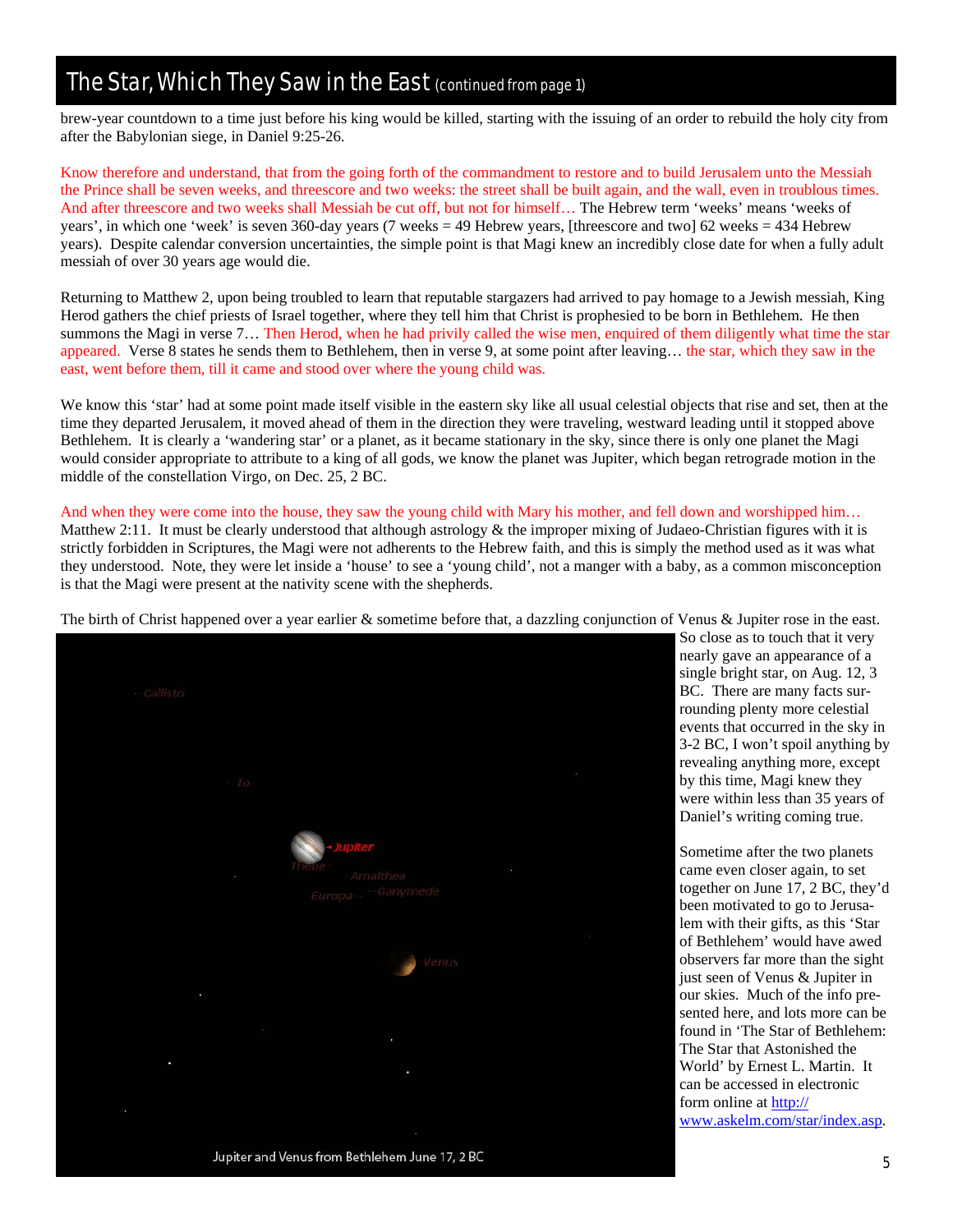## The Star, Which They Saw in the East (continued from page 1)

brew-year countdown to a time just before his king would be killed, starting with the issuing of an order to rebuild the holy city from after the Babylonian siege, in Daniel 9:25-26.

Know therefore and understand, that from the going forth of the commandment to restore and to build Jerusalem unto the Messiah the Prince shall be seven weeks, and threescore and two weeks: the street shall be built again, and the wall, even in troublous times. And after threescore and two weeks shall Messiah be cut off, but not for himself… The Hebrew term 'weeks' means 'weeks of years', in which one 'week' is seven 360-day years (7 weeks = 49 Hebrew years, [threescore and two] 62 weeks = 434 Hebrew years). Despite calendar conversion uncertainties, the simple point is that Magi knew an incredibly close date for when a fully adult messiah of over 30 years age would die.

Returning to Matthew 2, upon being troubled to learn that reputable stargazers had arrived to pay homage to a Jewish messiah, King Herod gathers the chief priests of Israel together, where they tell him that Christ is prophesied to be born in Bethlehem. He then summons the Magi in verse 7… Then Herod, when he had privily called the wise men, enquired of them diligently what time the star appeared. Verse 8 states he sends them to Bethlehem, then in verse 9, at some point after leaving… the star, which they saw in the east, went before them, till it came and stood over where the young child was.

We know this 'star' had at some point made itself visible in the eastern sky like all usual celestial objects that rise and set, then at the time they departed Jerusalem, it moved ahead of them in the direction they were traveling, westward leading until it stopped above Bethlehem. It is clearly a 'wandering star' or a planet, as it became stationary in the sky, since there is only one planet the Magi would consider appropriate to attribute to a king of all gods, we know the planet was Jupiter, which began retrograde motion in the middle of the constellation Virgo, on Dec. 25, 2 BC.

And when they were come into the house, they saw the young child with Mary his mother, and fell down and worshipped him… Matthew 2:11. It must be clearly understood that although astrology & the improper mixing of Judaeo-Christian figures with it is strictly forbidden in Scriptures, the Magi were not adherents to the Hebrew faith, and this is simply the method used as it was what they understood. Note, they were let inside a 'house' to see a 'young child', not a manger with a baby, as a common misconception is that the Magi were present at the nativity scene with the shepherds.

The birth of Christ happened over a year earlier & sometime before that, a dazzling conjunction of Venus & Jupiter rose in the east. So close as to touch that it very nearly gave an appearance of a single bright star, on Aug. 12, 3 BC. There are many facts surrounding plenty more celestial events that occurred in the sky in 3-2 BC, I won't spoil anything by revealing anything more, except by this time, Magi knew they were within less than 35 years of Daniel's writing coming true.

Sometime after the two planets came even closer again, to set together on June 17, 2 BC, they'd been motivated to go to Jerusalem with their gifts, as this 'Star of Bethlehem' would have awed observers far more than the sight just seen of Venus & Jupiter in our skies. Much of the info presented here, and lots more can be found in 'The Star of Bethlehem: The Star that Astonished the World' by Ernest L. Martin. It can be accessed in electronic form online at http://www.askelm.com/star/index.asp.

Jupiter and Venus from Bethlehem June 17, 2 BC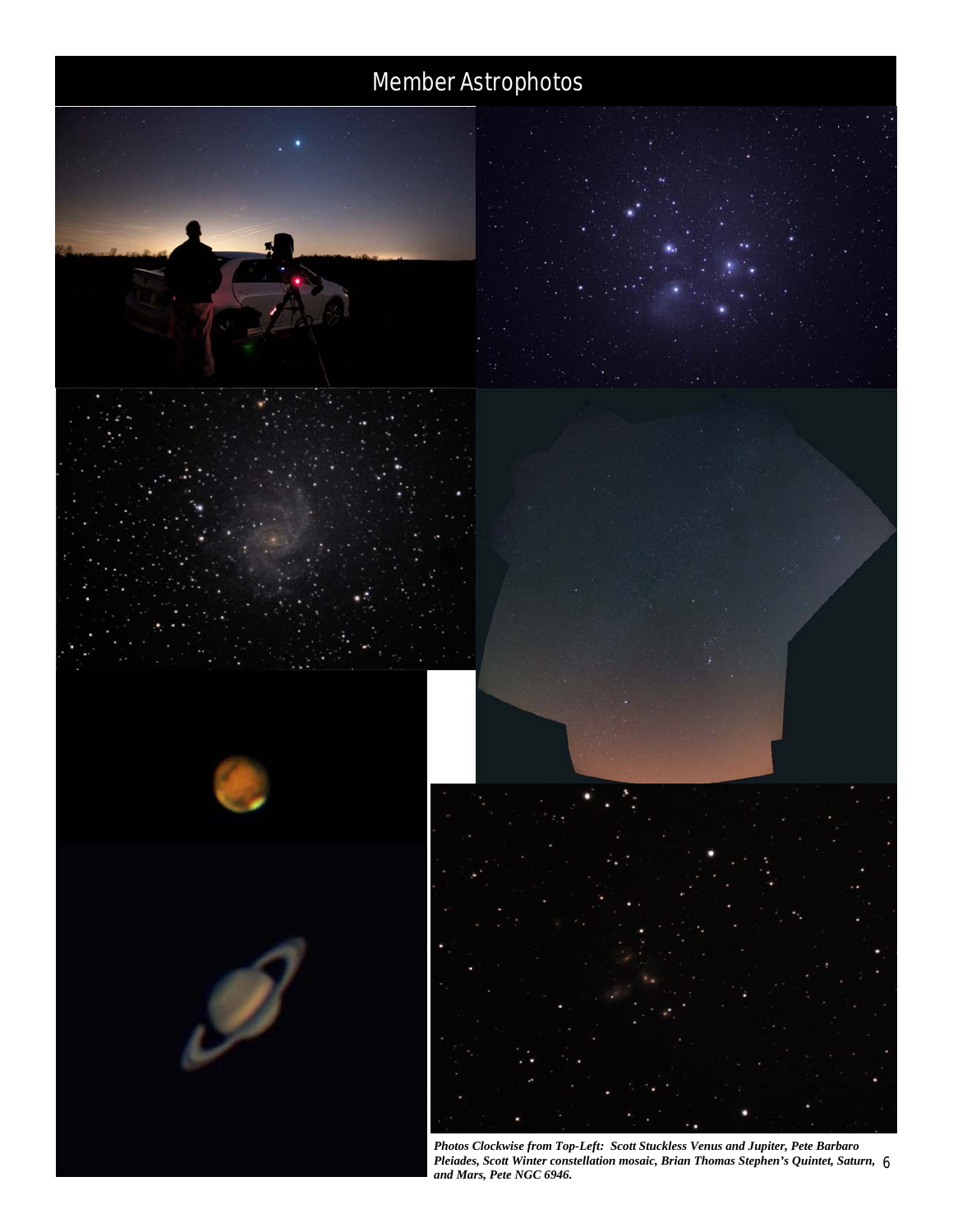# Member Astrophotos

***Photos Clockwise from Top-Left: Scott Stuckless Venus and Jupiter, Pete Barbaro Pleiades, Scott Winter constellation mosaic, Brian Thomas Stephen's Quintet, Saturn, and Mars, Pete NGC 6946.***